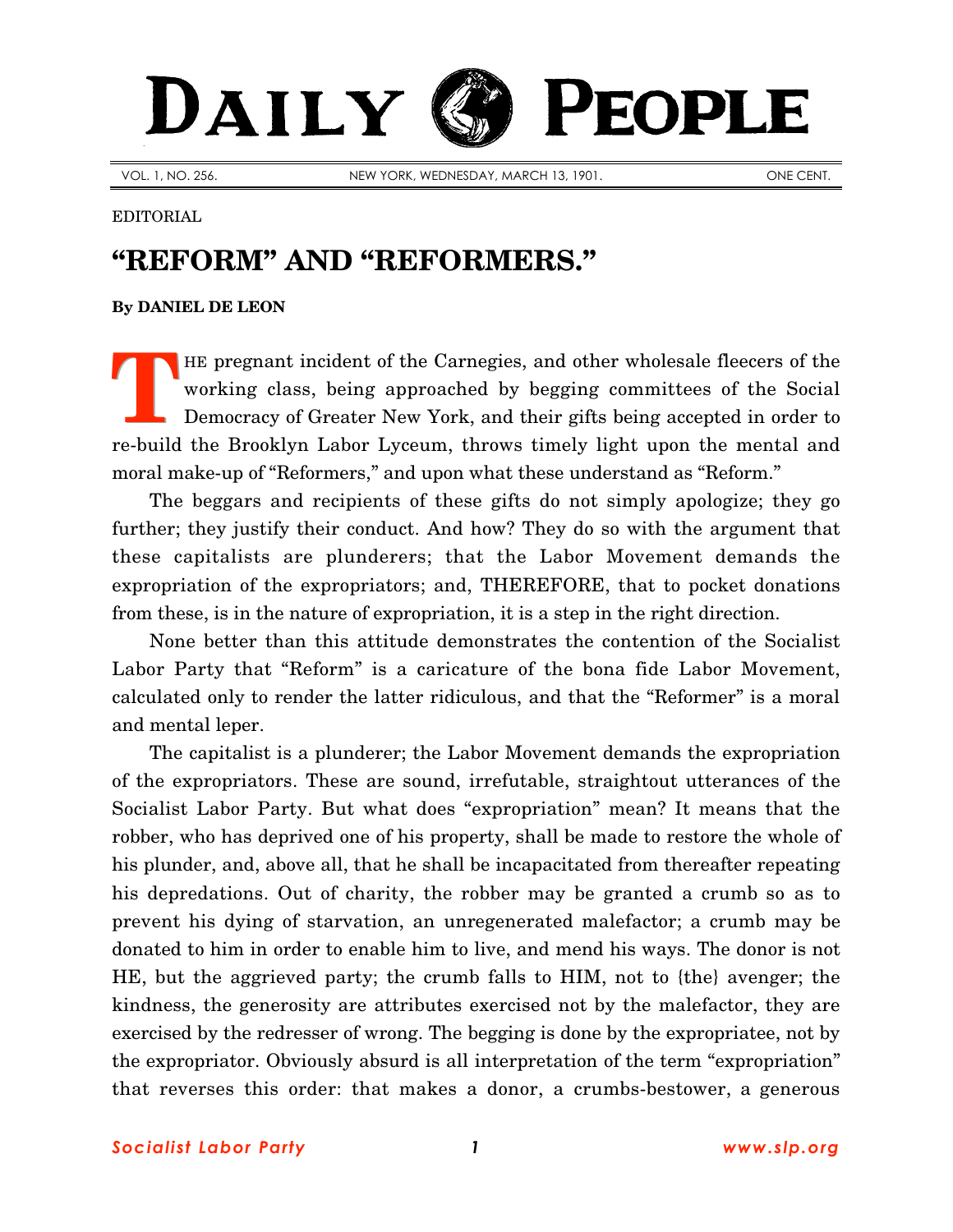# DAILY PEOPLE

VOL. 1, NO. 256. NEW YORK, WEDNESDAY, MARCH 13, 1901. ONE CENT.

EDITORIAL

## "REFORM" AND "REFORMERS."

**By DANIEL DE LEON**

THE pregnant incident of the Carnegies, and other wholesale fleecers of the working class, being approached by begging committees of the Social Democracy of Greater New York, and their gifts being accepted in order to re-build the Brooklyn Labor Lyceum, throws timely light upon the mental and moral make-up of "Reformers," and upon what these understand as "Reform."

The beggars and recipients of these gifts do not simply apologize; they go further; they justify their conduct. And how? They do so with the argument that these capitalists are plunderers; that the Labor Movement demands the expropriation of the expropriators; and, THEREFORE, that to pocket donations from these, is in the nature of expropriation, it is a step in the right direction.

None better than this attitude demonstrates the contention of the Socialist Labor Party that "Reform" is a caricature of the bona fide Labor Movement, calculated only to render the latter ridiculous, and that the "Reformer" is a moral and mental leper.

The capitalist is a plunderer; the Labor Movement demands the expropriation of the expropriators. These are sound, irrefutable, straightout utterances of the Socialist Labor Party. But what does "expropriation" mean? It means that the robber, who has deprived one of his property, shall be made to restore the whole of his plunder, and, above all, that he shall be incapacitated from thereafter repeating his depredations. Out of charity, the robber may be granted a crumb so as to prevent his dying of starvation, an unregenerated malefactor; a crumb may be donated to him in order to enable him to live, and mend his ways. The donor is not HE, but the aggrieved party; the crumb falls to HIM, not to {the} avenger; the kindness, the generosity are attributes exercised not by the malefactor, they are exercised by the redresser of wrong. The begging is done by the expropriatee, not by the expropriator. Obviously absurd is all interpretation of the term "expropriation" that reverses this order: that makes a donor, a crumbs-bestower, a generous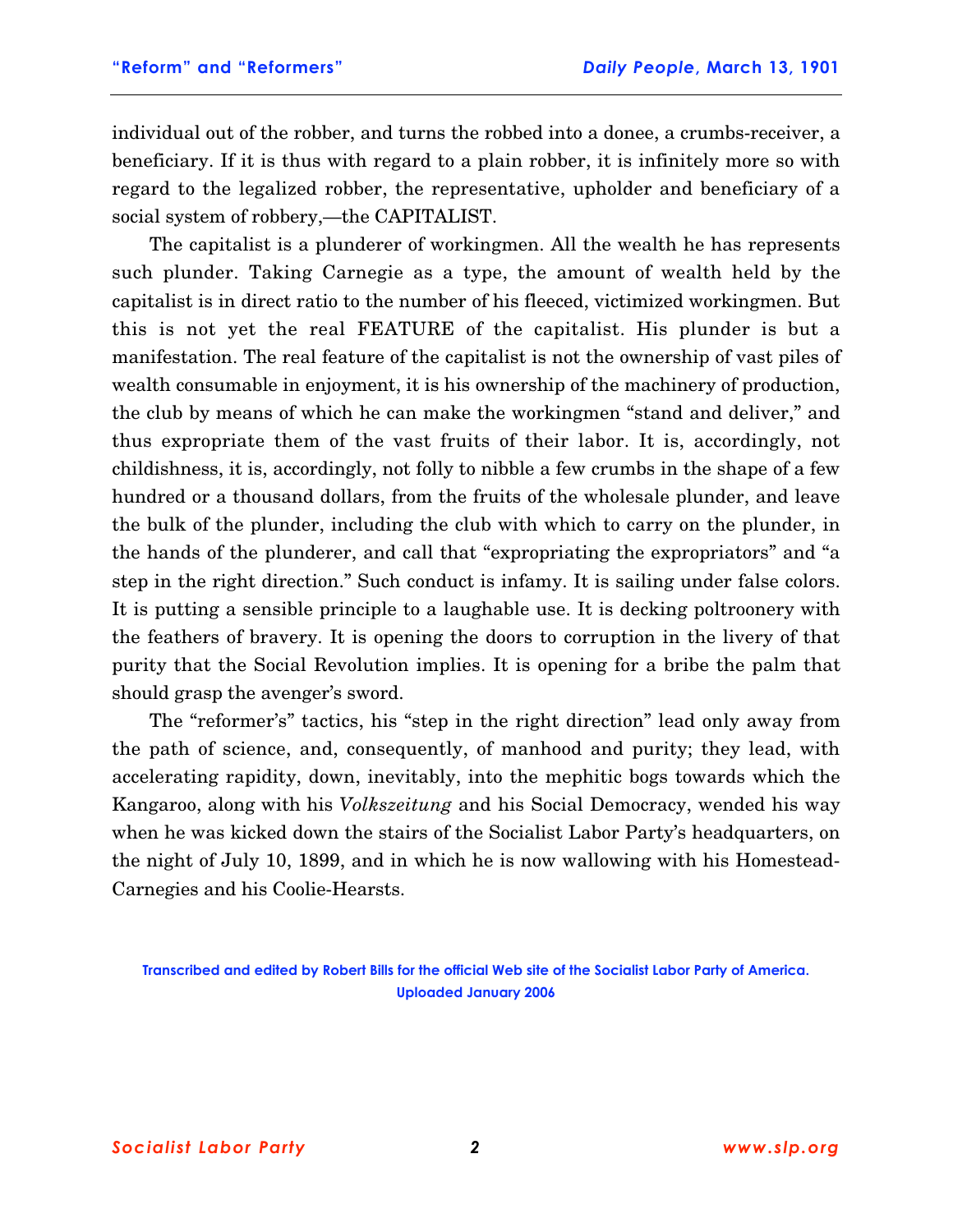individual out of the robber, and turns the robbed into a donee, a crumbs-receiver, a beneficiary. If it is thus with regard to a plain robber, it is infinitely more so with regard to the legalized robber, the representative, upholder and beneficiary of a social system of robbery,—the CAPITALIST.

The capitalist is a plunderer of workingmen. All the wealth he has represents such plunder. Taking Carnegie as a type, the amount of wealth held by the capitalist is in direct ratio to the number of his fleeced, victimized workingmen. But this is not yet the real FEATURE of the capitalist. His plunder is but a manifestation. The real feature of the capitalist is not the ownership of vast piles of wealth consumable in enjoyment, it is his ownership of the machinery of production, the club by means of which he can make the workingmen "stand and deliver," and thus expropriate them of the vast fruits of their labor. It is, accordingly, not childishness, it is, accordingly, not folly to nibble a few crumbs in the shape of a few hundred or a thousand dollars, from the fruits of the wholesale plunder, and leave the bulk of the plunder, including the club with which to carry on the plunder, in the hands of the plunderer, and call that "expropriating the expropriators" and "a step in the right direction." Such conduct is infamy. It is sailing under false colors. It is putting a sensible principle to a laughable use. It is decking poltroonery with the feathers of bravery. It is opening the doors to corruption in the livery of that purity that the Social Revolution implies. It is opening for a bribe the palm that should grasp the avenger's sword.

The "reformer's" tactics, his "step in the right direction" lead only away from the path of science, and, consequently, of manhood and purity; they lead, with accelerating rapidity, down, inevitably, into the mephitic bogs towards which the Kangaroo, along with his *Volkszeitung* and his Social Democracy, wended his way when he was kicked down the stairs of the Socialist Labor Party's headquarters, on the night of July 10, 1899, and in which he is now wallowing with his Homestead-Carnegies and his Coolie-Hearsts.

**Transcribed and edited by Robert Bills for the official Web site of the Socialist Labor Party of America. Uploaded January 2006**